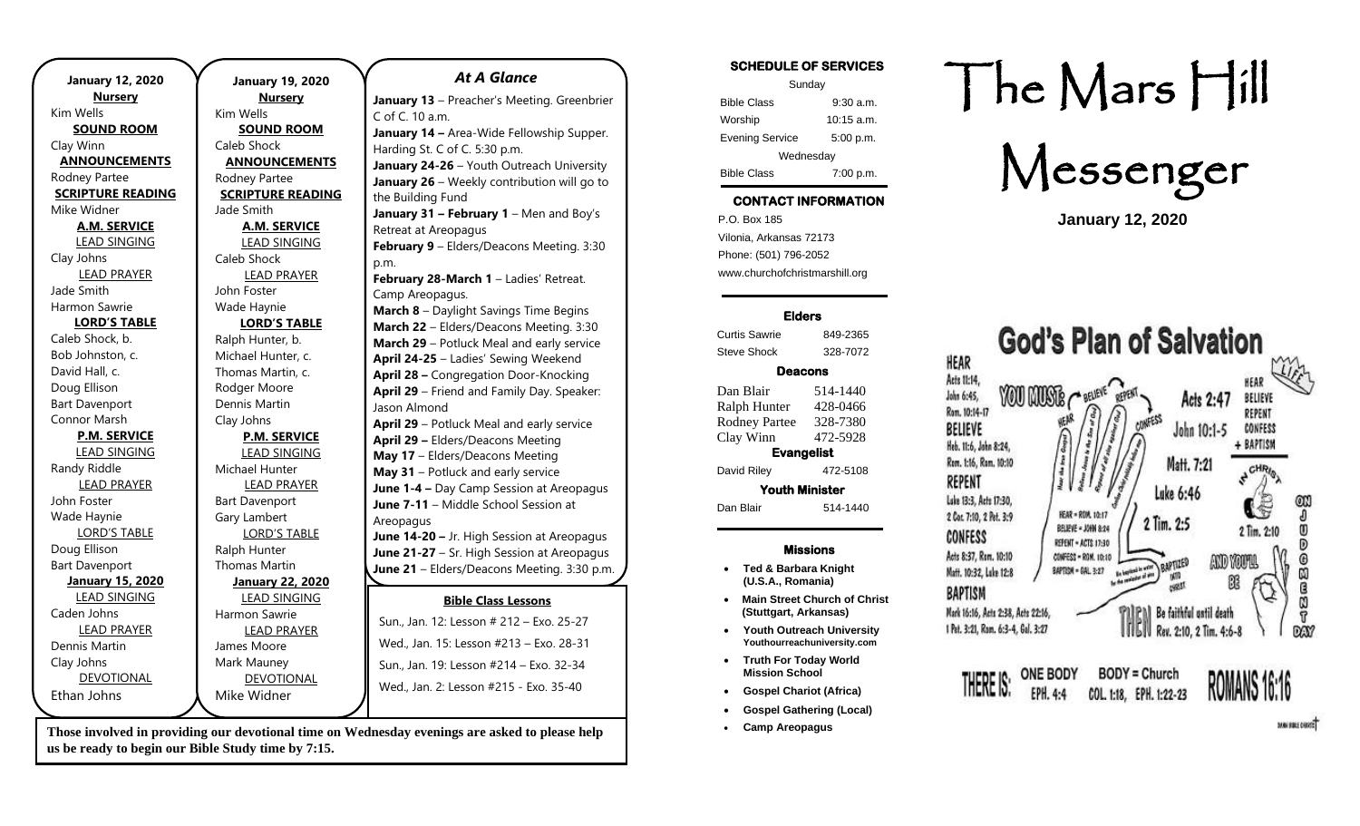**January 12, 2020**

**Nursery**
Kim Wells

**SOUND ROOM**
Clay Winn

**ANNOUNCEMENTS**
Rodney Partee

**SCRIPTURE READING**
Mike Widner

**A.M. SERVICE**

LEAD SINGING
Clay Johns

LEAD PRAYER
Jade Smith
Harmon Sawrie

**LORD'S TABLE**
Caleb Shock, b.
Bob Johnston, c.
David Hall, c.
Doug Ellison
Bart Davenport
Connor Marsh

**P.M. SERVICE**

LEAD SINGING
Randy Riddle

LEAD PRAYER
John Foster
Wade Haynie

LORD'S TABLE
Doug Ellison
Bart Davenport

**January 15, 2020**

LEAD SINGING
Caden Johns

LEAD PRAYER
Dennis Martin
Clay Johns

DEVOTIONAL
Ethan Johns

**January 19, 2020**

**Nursery**
Kim Wells

**SOUND ROOM**
Caleb Shock

**ANNOUNCEMENTS**
Rodney Partee

**SCRIPTURE READING**
Jade Smith

**A.M. SERVICE**

LEAD SINGING
Caleb Shock

LEAD PRAYER
John Foster
Wade Haynie

**LORD'S TABLE**
Ralph Hunter, b.
Michael Hunter, c.
Thomas Martin, c.
Rodger Moore
Dennis Martin
Clay Johns

**P.M. SERVICE**

LEAD SINGING
Michael Hunter

LEAD PRAYER
Bart Davenport
Gary Lambert

LORD'S TABLE
Ralph Hunter
Thomas Martin

**January 22, 2020**

LEAD SINGING
Harmon Sawrie

LEAD PRAYER
James Moore
Mark Mauney

DEVOTIONAL
Mike Widner

## *At A Glance*

**January 13** – Preacher's Meeting. Greenbrier C of C. 10 a.m.
**January 14 –** Area-Wide Fellowship Supper. Harding St. C of C. 5:30 p.m.
**January 24-26** – Youth Outreach University
**January 26** – Weekly contribution will go to the Building Fund
**January 31 – February 1** – Men and Boy's Retreat at Areopagus
**February 9** – Elders/Deacons Meeting. 3:30 p.m.
**February 28-March 1** – Ladies' Retreat. Camp Areopagus.
**March 8** – Daylight Savings Time Begins
**March 22** – Elders/Deacons Meeting. 3:30
**March 29** – Potluck Meal and early service
**April 24-25** – Ladies' Sewing Weekend
**April 28 –** Congregation Door-Knocking
**April 29** – Friend and Family Day. Speaker: Jason Almond
**April 29** – Potluck Meal and early service
**April 29 –** Elders/Deacons Meeting
**May 17** – Elders/Deacons Meeting
**May 31** – Potluck and early service
**June 1-4 –** Day Camp Session at Areopagus
**June 7-11** – Middle School Session at Areopagus
**June 14-20 –** Jr. High Session at Areopagus
**June 21-27** – Sr. High Session at Areopagus
**June 21** – Elders/Deacons Meeting. 3:30 p.m.

**Bible Class Lessons**

Sun., Jan. 12: Lesson # 212 – Exo. 25-27
Wed., Jan. 15: Lesson #213 – Exo. 28-31
Sun., Jan. 19: Lesson #214 – Exo. 32-34
Wed., Jan. 2: Lesson #215 - Exo. 35-40

**Those involved in providing our devotional time on Wednesday evenings are asked to please help us be ready to begin our Bible Study time by 7:15.**

### SCHEDULE OF SERVICES

Sunday

| | |
|---|---|
| Bible Class | 9:30 a.m. |
| Worship | 10:15 a.m. |
| Evening Service | 5:00 p.m. |

Wednesday

| | |
|---|---|
| Bible Class | 7:00 p.m. |

### CONTACT INFORMATION

P.O. Box 185
Vilonia, Arkansas 72173
Phone: (501) 796-2052
www.churchofchristmarshill.org

### Elders

| | |
|---|---|
| Curtis Sawrie | 849-2365 |
| Steve Shock | 328-7072 |

### Deacons

| | |
|---|---|
| Dan Blair | 514-1440 |
| Ralph Hunter | 428-0466 |
| Rodney Partee | 328-7380 |
| Clay Winn | 472-5928 |

### Evangelist

| | |
|---|---|
| David Riley | 472-5108 |

### Youth Minister

| | |
|---|---|
| Dan Blair | 514-1440 |

### Missions

- **Ted & Barbara Knight (U.S.A., Romania)**
- **Main Street Church of Christ (Stuttgart, Arkansas)**
- **Youth Outreach University Youthourreachuniversity.com**
- **Truth For Today World Mission School**
- **Gospel Chariot (Africa)**
- **Gospel Gathering (Local)**
- **Camp Areopagus**

# The Mars Hill Messenger

**January 12, 2020**

## God's Plan of Salvation

**HEAR** Acts 11:14, John 6:45, Rom. 10:14-17
**BELIEVE** Heb. 11:6, John 8:24, Rom. 1:16, Rom. 10:10
**REPENT** Luke 13:3, Acts 17:30, 2 Cor. 7:10, 2 Pet. 3:9
**CONFESS** Acts 8:37, Rom. 10:10, Matt. 10:32, Luke 12:8
**BAPTISM** Mark 16:16, Acts 2:38, Acts 22:16, 1 Pet. 3:21, Rom. 6:3-4, Gal. 3:27

YOU MUST: HEAR, BELIEVE, REPENT, CONFESS — Acts 2:47, John 10:1-5, Matt. 7:21, Luke 6:46, 2 Tim. 2:5

HEAR = ROM. 10:17
BELIEVE = JOHN 8:24
REPENT = ACTS 17:30
CONFESS = ROM. 10:10
BAPTISM = GAL. 3:27

HEAR, BELIEVE, REPENT, CONFESS + BAPTISM = IN CHRIST — 2 Tim. 2:10

AND YOU'LL BE ON JUDGMENT DAY

THEN Be faithful until death — Rev. 2:10, 2 Tim. 4:6-8

THERE IS: ONE BODY — EPH. 4:4; BODY = Church — COL. 1:18, EPH. 1:22-23; ROMANS 16:16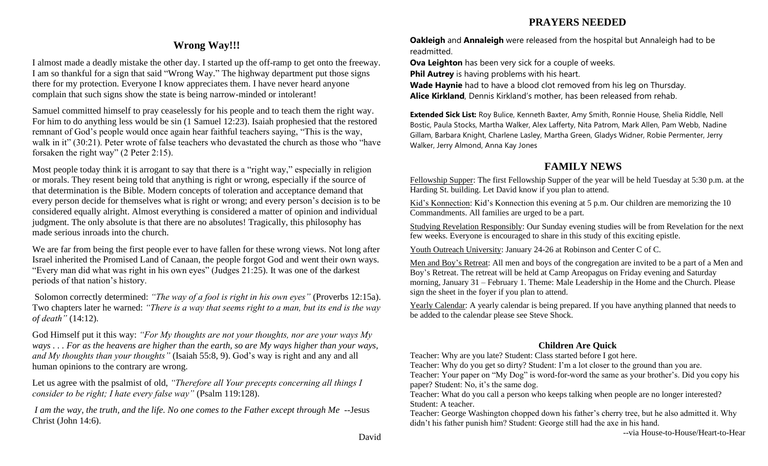## Wrong Way!!!

I almost made a deadly mistake the other day. I started up the off-ramp to get onto the freeway. I am so thankful for a sign that said "Wrong Way." The highway department put those signs there for my protection. Everyone I know appreciates them. I have never heard anyone complain that such signs show the state is being narrow-minded or intolerant!

Samuel committed himself to pray ceaselessly for his people and to teach them the right way. For him to do anything less would be sin (1 Samuel 12:23). Isaiah prophesied that the restored remnant of God's people would once again hear faithful teachers saying, "This is the way, walk in it" (30:21). Peter wrote of false teachers who devastated the church as those who "have forsaken the right way" (2 Peter 2:15).

Most people today think it is arrogant to say that there is a "right way," especially in religion or morals. They resent being told that anything is right or wrong, especially if the source of that determination is the Bible. Modern concepts of toleration and acceptance demand that every person decide for themselves what is right or wrong; and every person's decision is to be considered equally alright. Almost everything is considered a matter of opinion and individual judgment. The only absolute is that there are no absolutes! Tragically, this philosophy has made serious inroads into the church.

We are far from being the first people ever to have fallen for these wrong views. Not long after Israel inherited the Promised Land of Canaan, the people forgot God and went their own ways. "Every man did what was right in his own eyes" (Judges 21:25). It was one of the darkest periods of that nation's history.

Solomon correctly determined: *"The way of a fool is right in his own eyes"* (Proverbs 12:15a). Two chapters later he warned: *"There is a way that seems right to a man, but its end is the way of death"* (14:12).

God Himself put it this way: *"For My thoughts are not your thoughts, nor are your ways My ways . . . For as the heavens are higher than the earth, so are My ways higher than your ways, and My thoughts than your thoughts"* (Isaiah 55:8, 9). God's way is right and any and all human opinions to the contrary are wrong.

Let us agree with the psalmist of old, *"Therefore all Your precepts concerning all things I consider to be right; I hate every false way"* (Psalm 119:128).

*I am the way, the truth, and the life. No one comes to the Father except through Me* --Jesus Christ (John 14:6).

David

## PRAYERS NEEDED

**Oakleigh** and **Annaleigh** were released from the hospital but Annaleigh had to be readmitted.
**Ova Leighton** has been very sick for a couple of weeks.
**Phil Autrey** is having problems with his heart.
**Wade Haynie** had to have a blood clot removed from his leg on Thursday.
**Alice Kirkland**, Dennis Kirkland's mother, has been released from rehab.

**Extended Sick List:** Roy Bulice, Kenneth Baxter, Amy Smith, Ronnie House, Shelia Riddle, Nell Bostic, Paula Stocks, Martha Walker, Alex Lafferty, Nita Patrom, Mark Allen, Pam Webb, Nadine Gillam, Barbara Knight, Charlene Lasley, Martha Green, Gladys Widner, Robie Permenter, Jerry Walker, Jerry Almond, Anna Kay Jones

## FAMILY NEWS

Fellowship Supper: The first Fellowship Supper of the year will be held Tuesday at 5:30 p.m. at the Harding St. building. Let David know if you plan to attend.

Kid's Konnection: Kid's Konnection this evening at 5 p.m. Our children are memorizing the 10 Commandments. All families are urged to be a part.

Studying Revelation Responsibly: Our Sunday evening studies will be from Revelation for the next few weeks. Everyone is encouraged to share in this study of this exciting epistle.

Youth Outreach University: January 24-26 at Robinson and Center C of C.

Men and Boy's Retreat: All men and boys of the congregation are invited to be a part of a Men and Boy's Retreat. The retreat will be held at Camp Areopagus on Friday evening and Saturday morning, January 31 – February 1. Theme: Male Leadership in the Home and the Church. Please sign the sheet in the foyer if you plan to attend.

Yearly Calendar: A yearly calendar is being prepared. If you have anything planned that needs to be added to the calendar please see Steve Shock.

### Children Are Quick

Teacher: Why are you late? Student: Class started before I got here.
Teacher: Why do you get so dirty? Student: I'm a lot closer to the ground than you are.
Teacher: Your paper on "My Dog" is word-for-word the same as your brother's. Did you copy his paper? Student: No, it's the same dog.
Teacher: What do you call a person who keeps talking when people are no longer interested? Student: A teacher.
Teacher: George Washington chopped down his father's cherry tree, but he also admitted it. Why didn't his father punish him? Student: George still had the axe in his hand.

--via House-to-House/Heart-to-Hear